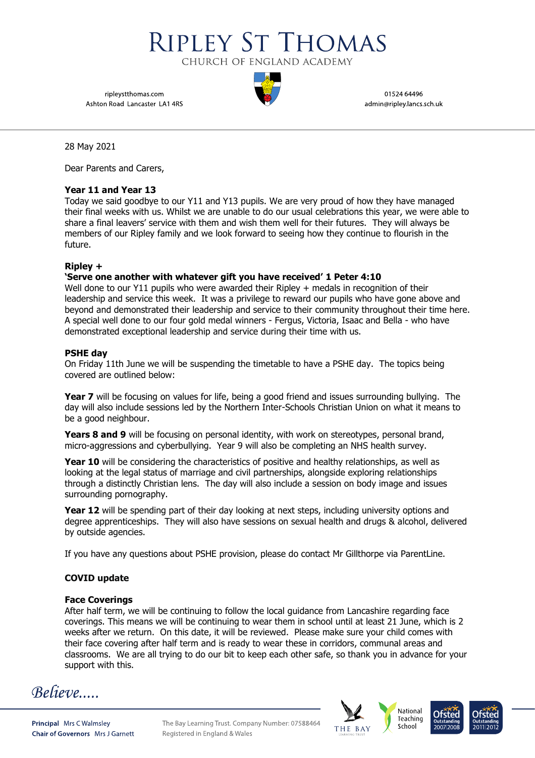# RIPLEY ST THOMAS

CHURCH OF ENGLAND ACADEMY

ripleystthomas.com
Ashton Road Lancaster LA1 4RS

01524 64496
admin@ripley.lancs.sch.uk

28 May 2021

Dear Parents and Carers,

**Year 11 and Year 13**

Today we said goodbye to our Y11 and Y13 pupils. We are very proud of how they have managed their final weeks with us. Whilst we are unable to do our usual celebrations this year, we were able to share a final leavers' service with them and wish them well for their futures. They will always be members of our Ripley family and we look forward to seeing how they continue to flourish in the future.

**Ripley +**

**'Serve one another with whatever gift you have received' 1 Peter 4:10**

Well done to our Y11 pupils who were awarded their Ripley + medals in recognition of their leadership and service this week. It was a privilege to reward our pupils who have gone above and beyond and demonstrated their leadership and service to their community throughout their time here. A special well done to our four gold medal winners - Fergus, Victoria, Isaac and Bella - who have demonstrated exceptional leadership and service during their time with us.

**PSHE day**

On Friday 11th June we will be suspending the timetable to have a PSHE day. The topics being covered are outlined below:

**Year 7** will be focusing on values for life, being a good friend and issues surrounding bullying. The day will also include sessions led by the Northern Inter-Schools Christian Union on what it means to be a good neighbour.

**Years 8 and 9** will be focusing on personal identity, with work on stereotypes, personal brand, micro-aggressions and cyberbullying. Year 9 will also be completing an NHS health survey.

**Year 10** will be considering the characteristics of positive and healthy relationships, as well as looking at the legal status of marriage and civil partnerships, alongside exploring relationships through a distinctly Christian lens. The day will also include a session on body image and issues surrounding pornography.

**Year 12** will be spending part of their day looking at next steps, including university options and degree apprenticeships. They will also have sessions on sexual health and drugs & alcohol, delivered by outside agencies.

If you have any questions about PSHE provision, please do contact Mr Gillthorpe via ParentLine.

**COVID update**

**Face Coverings**

After half term, we will be continuing to follow the local guidance from Lancashire regarding face coverings. This means we will be continuing to wear them in school until at least 21 June, which is 2 weeks after we return. On this date, it will be reviewed. Please make sure your child comes with their face covering after half term and is ready to wear these in corridors, communal areas and classrooms. We are all trying to do our bit to keep each other safe, so thank you in advance for your support with this.

*Believe.....*

**Principal** Mrs C Walmsley
**Chair of Governors** Mrs J Garnett

The Bay Learning Trust. Company Number: 07588464
Registered in England & Wales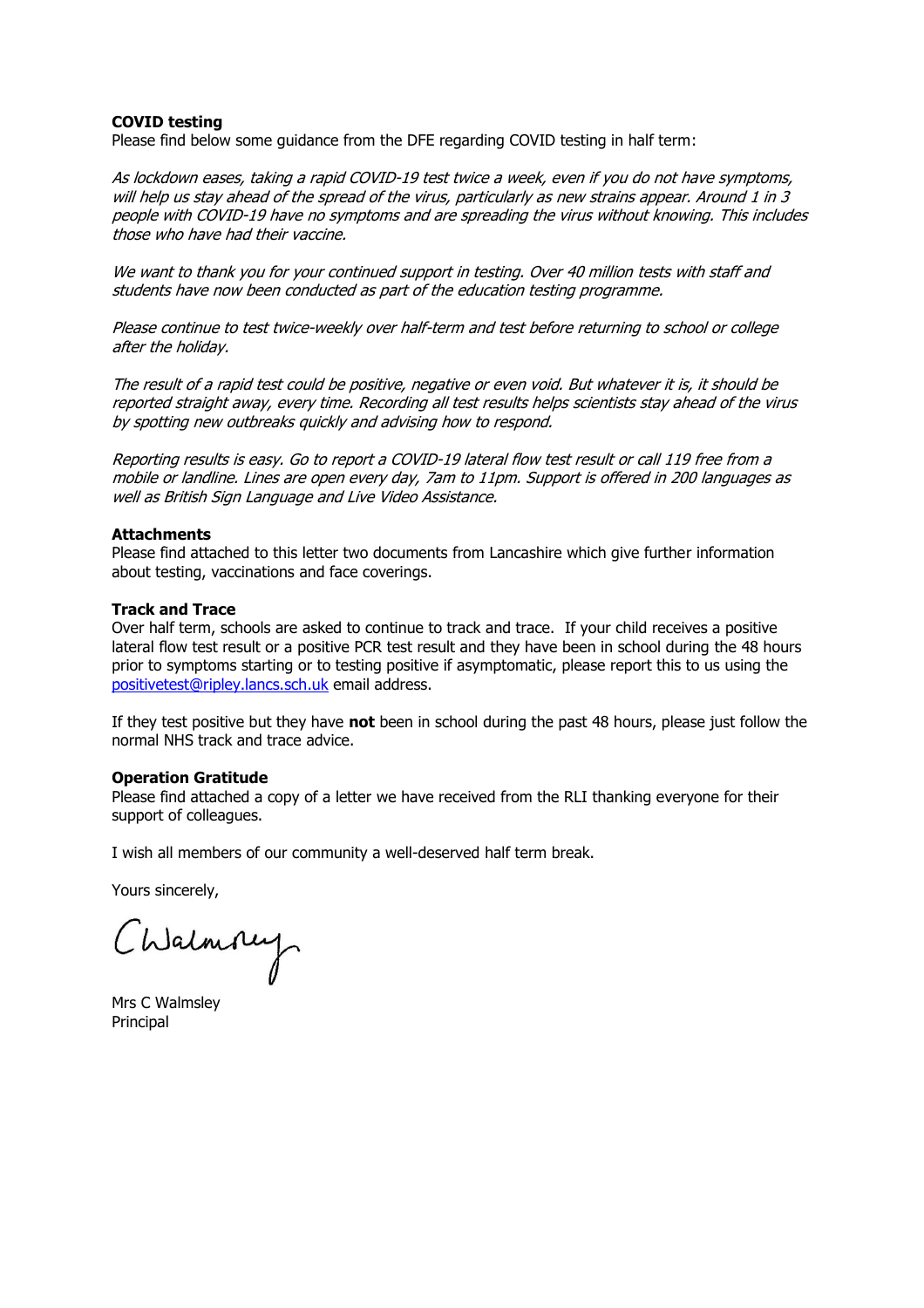**COVID testing**
Please find below some guidance from the DFE regarding COVID testing in half term:

*As lockdown eases, taking a rapid COVID-19 test twice a week, even if you do not have symptoms, will help us stay ahead of the spread of the virus, particularly as new strains appear. Around 1 in 3 people with COVID-19 have no symptoms and are spreading the virus without knowing. This includes those who have had their vaccine.*

*We want to thank you for your continued support in testing. Over 40 million tests with staff and students have now been conducted as part of the education testing programme.*

*Please continue to test twice-weekly over half-term and test before returning to school or college after the holiday.*

*The result of a rapid test could be positive, negative or even void. But whatever it is, it should be reported straight away, every time. Recording all test results helps scientists stay ahead of the virus by spotting new outbreaks quickly and advising how to respond.*

*Reporting results is easy. Go to report a COVID-19 lateral flow test result or call 119 free from a mobile or landline. Lines are open every day, 7am to 11pm. Support is offered in 200 languages as well as British Sign Language and Live Video Assistance.*

**Attachments**
Please find attached to this letter two documents from Lancashire which give further information about testing, vaccinations and face coverings.

**Track and Trace**
Over half term, schools are asked to continue to track and trace. If your child receives a positive lateral flow test result or a positive PCR test result and they have been in school during the 48 hours prior to symptoms starting or to testing positive if asymptomatic, please report this to us using the positivetest@ripley.lancs.sch.uk email address.

If they test positive but they have **not** been in school during the past 48 hours, please just follow the normal NHS track and trace advice.

**Operation Gratitude**
Please find attached a copy of a letter we have received from the RLI thanking everyone for their support of colleagues.

I wish all members of our community a well-deserved half term break.

Yours sincerely,

CWalmsley

Mrs C Walmsley
Principal